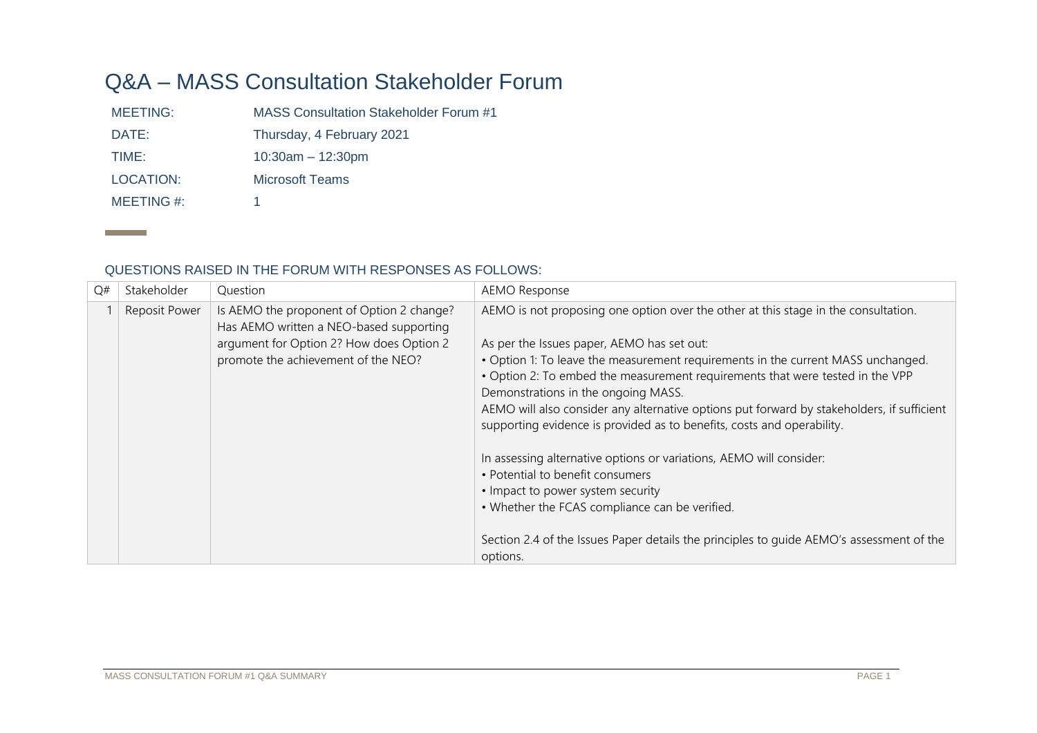# Q&A – MASS Consultation Stakeholder Forum

| | |
|---|---|
| MEETING: | MASS Consultation Stakeholder Forum #1 |
| DATE: | Thursday, 4 February 2021 |
| TIME: | 10:30am – 12:30pm |
| LOCATION: | Microsoft Teams |
| MEETING #: | 1 |

## QUESTIONS RAISED IN THE FORUM WITH RESPONSES AS FOLLOWS:

| Q# | Stakeholder | Question | AEMO Response |
|---|---|---|---|
| 1 | Reposit Power | Is AEMO the proponent of Option 2 change? Has AEMO written a NEO-based supporting argument for Option 2? How does Option 2 promote the achievement of the NEO? | AEMO is not proposing one option over the other at this stage in the consultation.<br><br>As per the Issues paper, AEMO has set out:<br>• Option 1: To leave the measurement requirements in the current MASS unchanged.<br>• Option 2: To embed the measurement requirements that were tested in the VPP Demonstrations in the ongoing MASS.<br>AEMO will also consider any alternative options put forward by stakeholders, if sufficient supporting evidence is provided as to benefits, costs and operability.<br><br>In assessing alternative options or variations, AEMO will consider:<br>• Potential to benefit consumers<br>• Impact to power system security<br>• Whether the FCAS compliance can be verified.<br><br>Section 2.4 of the Issues Paper details the principles to guide AEMO's assessment of the options. |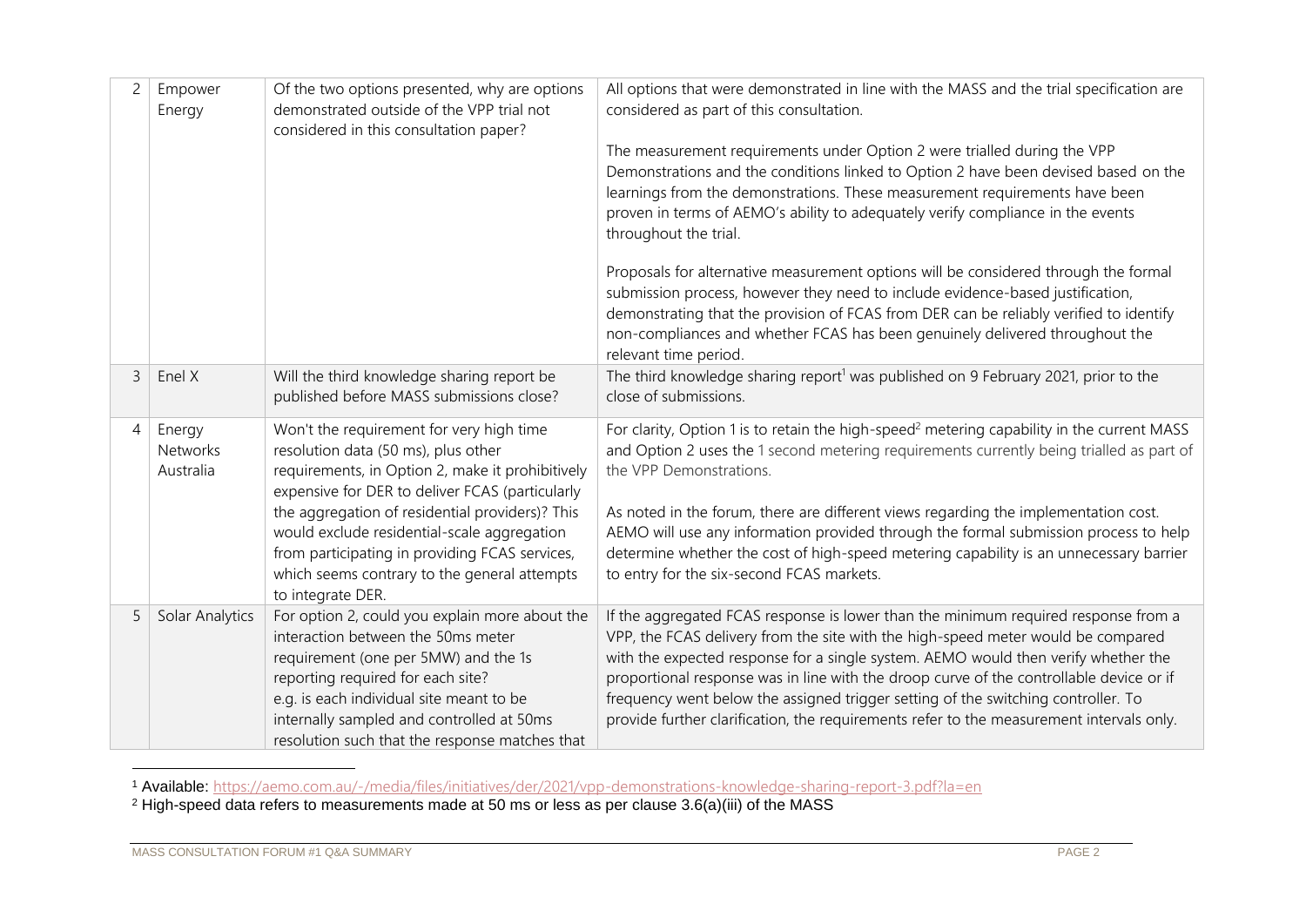| 2 | Empower Energy | Of the two options presented, why are options demonstrated outside of the VPP trial not considered in this consultation paper? | All options that were demonstrated in line with the MASS and the trial specification are considered as part of this consultation.<br><br>The measurement requirements under Option 2 were trialled during the VPP Demonstrations and the conditions linked to Option 2 have been devised based on the learnings from the demonstrations. These measurement requirements have been proven in terms of AEMO's ability to adequately verify compliance in the events throughout the trial.<br><br>Proposals for alternative measurement options will be considered through the formal submission process, however they need to include evidence-based justification, demonstrating that the provision of FCAS from DER can be reliably verified to identify non-compliances and whether FCAS has been genuinely delivered throughout the relevant time period. |
|---|---|---|---|
| 3 | Enel X | Will the third knowledge sharing report be published before MASS submissions close? | The third knowledge sharing report[1] was published on 9 February 2021, prior to the close of submissions. |
| 4 | Energy Networks Australia | Won't the requirement for very high time resolution data (50 ms), plus other requirements, in Option 2, make it prohibitively expensive for DER to deliver FCAS (particularly the aggregation of residential providers)? This would exclude residential-scale aggregation from participating in providing FCAS services, which seems contrary to the general attempts to integrate DER. | For clarity, Option 1 is to retain the high-speed[2] metering capability in the current MASS and Option 2 uses the 1 second metering requirements currently being trialled as part of the VPP Demonstrations.<br><br>As noted in the forum, there are different views regarding the implementation cost. AEMO will use any information provided through the formal submission process to help determine whether the cost of high-speed metering capability is an unnecessary barrier to entry for the six-second FCAS markets. |
| 5 | Solar Analytics | For option 2, could you explain more about the interaction between the 50ms meter requirement (one per 5MW) and the 1s reporting required for each site?<br>e.g. is each individual site meant to be internally sampled and controlled at 50ms resolution such that the response matches that | If the aggregated FCAS response is lower than the minimum required response from a VPP, the FCAS delivery from the site with the high-speed meter would be compared with the expected response for a single system. AEMO would then verify whether the proportional response was in line with the droop curve of the controllable device or if frequency went below the assigned trigger setting of the switching controller. To provide further clarification, the requirements refer to the measurement intervals only. |

[1] Available: https://aemo.com.au/-/media/files/initiatives/der/2021/vpp-demonstrations-knowledge-sharing-report-3.pdf?la=en

[2] High-speed data refers to measurements made at 50 ms or less as per clause 3.6(a)(iii) of the MASS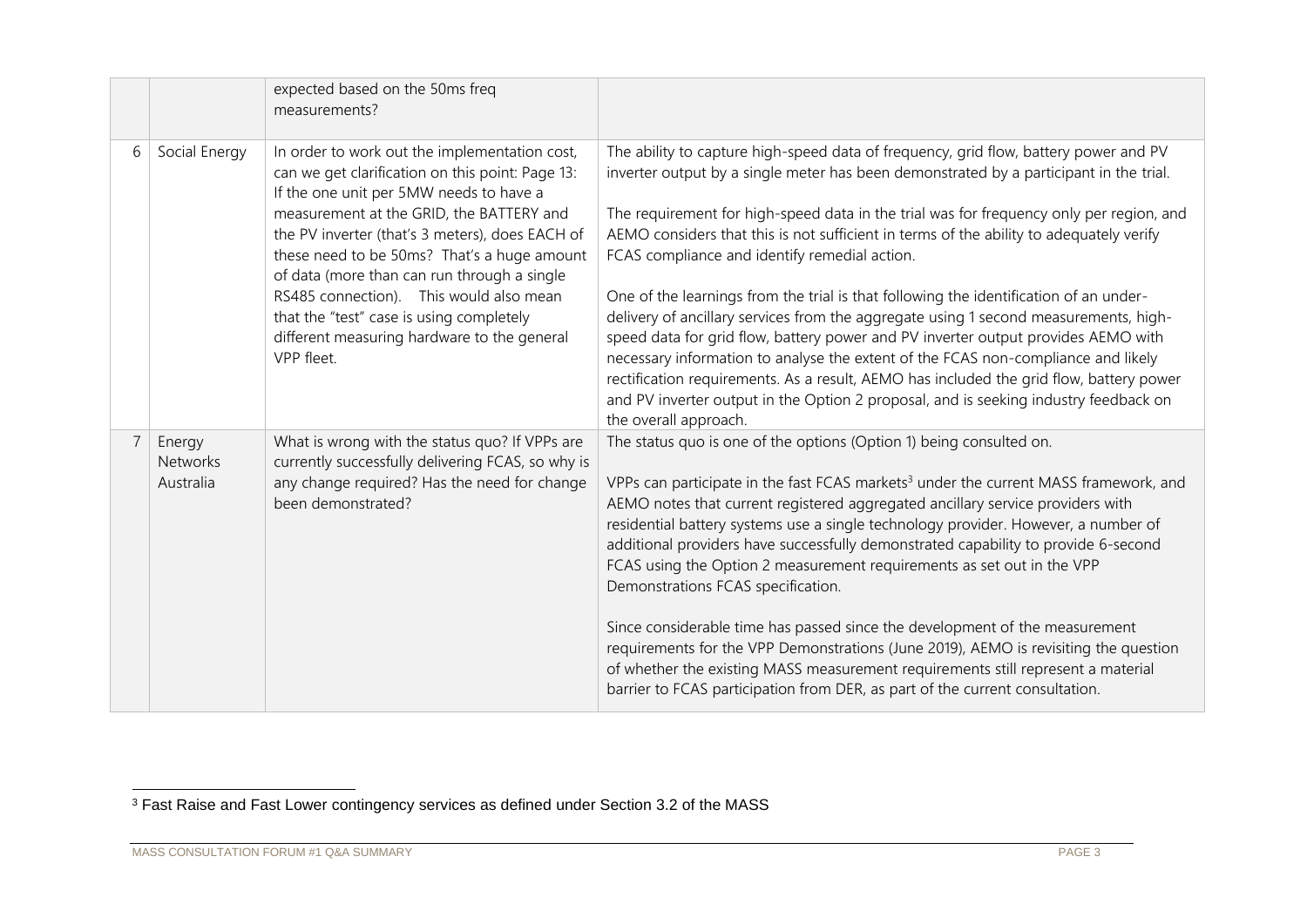| | | | |
|---|---|---|---|
| | | expected based on the 50ms freq measurements? | |
| 6 | Social Energy | In order to work out the implementation cost, can we get clarification on this point: Page 13: If the one unit per 5MW needs to have a measurement at the GRID, the BATTERY and the PV inverter (that's 3 meters), does EACH of these need to be 50ms? That's a huge amount of data (more than can run through a single RS485 connection). This would also mean that the "test" case is using completely different measuring hardware to the general VPP fleet. | The ability to capture high-speed data of frequency, grid flow, battery power and PV inverter output by a single meter has been demonstrated by a participant in the trial.<br><br>The requirement for high-speed data in the trial was for frequency only per region, and AEMO considers that this is not sufficient in terms of the ability to adequately verify FCAS compliance and identify remedial action.<br><br>One of the learnings from the trial is that following the identification of an under-delivery of ancillary services from the aggregate using 1 second measurements, high-speed data for grid flow, battery power and PV inverter output provides AEMO with necessary information to analyse the extent of the FCAS non-compliance and likely rectification requirements. As a result, AEMO has included the grid flow, battery power and PV inverter output in the Option 2 proposal, and is seeking industry feedback on the overall approach. |
| 7 | Energy Networks Australia | What is wrong with the status quo? If VPPs are currently successfully delivering FCAS, so why is any change required? Has the need for change been demonstrated? | The status quo is one of the options (Option 1) being consulted on.<br><br>VPPs can participate in the fast FCAS markets[3] under the current MASS framework, and AEMO notes that current registered aggregated ancillary service providers with residential battery systems use a single technology provider. However, a number of additional providers have successfully demonstrated capability to provide 6-second FCAS using the Option 2 measurement requirements as set out in the VPP Demonstrations FCAS specification.<br><br>Since considerable time has passed since the development of the measurement requirements for the VPP Demonstrations (June 2019), AEMO is revisiting the question of whether the existing MASS measurement requirements still represent a material barrier to FCAS participation from DER, as part of the current consultation. |

[3] Fast Raise and Fast Lower contingency services as defined under Section 3.2 of the MASS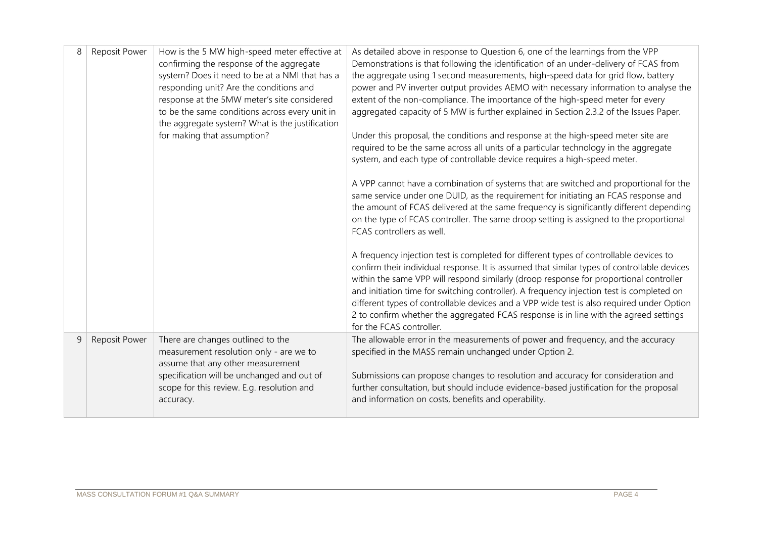| 8 | Reposit Power | How is the 5 MW high-speed meter effective at confirming the response of the aggregate system? Does it need to be at a NMI that has a responding unit? Are the conditions and response at the 5MW meter's site considered to be the same conditions across every unit in the aggregate system? What is the justification for making that assumption? | As detailed above in response to Question 6, one of the learnings from the VPP Demonstrations is that following the identification of an under-delivery of FCAS from the aggregate using 1 second measurements, high-speed data for grid flow, battery power and PV inverter output provides AEMO with necessary information to analyse the extent of the non-compliance. The importance of the high-speed meter for every aggregated capacity of 5 MW is further explained in Section 2.3.2 of the Issues Paper.<br><br>Under this proposal, the conditions and response at the high-speed meter site are required to be the same across all units of a particular technology in the aggregate system, and each type of controllable device requires a high-speed meter.<br><br>A VPP cannot have a combination of systems that are switched and proportional for the same service under one DUID, as the requirement for initiating an FCAS response and the amount of FCAS delivered at the same frequency is significantly different depending on the type of FCAS controller. The same droop setting is assigned to the proportional FCAS controllers as well.<br><br>A frequency injection test is completed for different types of controllable devices to confirm their individual response. It is assumed that similar types of controllable devices within the same VPP will respond similarly (droop response for proportional controller and initiation time for switching controller). A frequency injection test is completed on different types of controllable devices and a VPP wide test is also required under Option 2 to confirm whether the aggregated FCAS response is in line with the agreed settings for the FCAS controller. |
|---|---|---|---|
| 9 | Reposit Power | There are changes outlined to the measurement resolution only - are we to assume that any other measurement specification will be unchanged and out of scope for this review. E.g. resolution and accuracy. | The allowable error in the measurements of power and frequency, and the accuracy specified in the MASS remain unchanged under Option 2.<br><br>Submissions can propose changes to resolution and accuracy for consideration and further consultation, but should include evidence-based justification for the proposal and information on costs, benefits and operability. |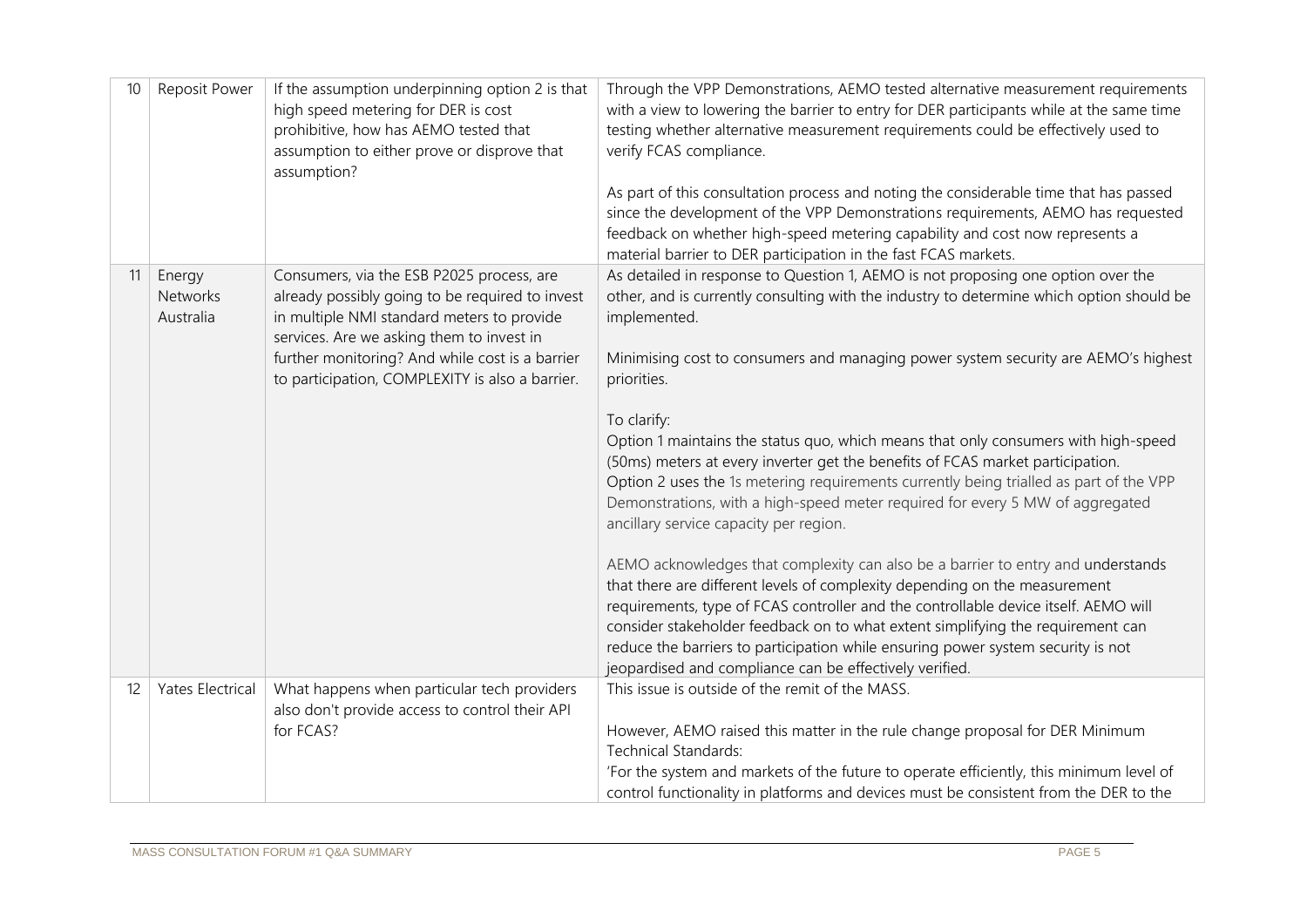| 10 | Reposit Power | If the assumption underpinning option 2 is that high speed metering for DER is cost prohibitive, how has AEMO tested that assumption to either prove or disprove that assumption? | Through the VPP Demonstrations, AEMO tested alternative measurement requirements with a view to lowering the barrier to entry for DER participants while at the same time testing whether alternative measurement requirements could be effectively used to verify FCAS compliance.<br><br>As part of this consultation process and noting the considerable time that has passed since the development of the VPP Demonstrations requirements, AEMO has requested feedback on whether high-speed metering capability and cost now represents a material barrier to DER participation in the fast FCAS markets. |
|---|---|---|---|
| 11 | Energy Networks Australia | Consumers, via the ESB P2025 process, are already possibly going to be required to invest in multiple NMI standard meters to provide services. Are we asking them to invest in further monitoring? And while cost is a barrier to participation, COMPLEXITY is also a barrier. | As detailed in response to Question 1, AEMO is not proposing one option over the other, and is currently consulting with the industry to determine which option should be implemented.<br><br>Minimising cost to consumers and managing power system security are AEMO's highest priorities.<br><br>To clarify:<br>Option 1 maintains the status quo, which means that only consumers with high-speed (50ms) meters at every inverter get the benefits of FCAS market participation.<br>Option 2 uses the 1s metering requirements currently being trialled as part of the VPP Demonstrations, with a high-speed meter required for every 5 MW of aggregated ancillary service capacity per region.<br><br>AEMO acknowledges that complexity can also be a barrier to entry and understands that there are different levels of complexity depending on the measurement requirements, type of FCAS controller and the controllable device itself. AEMO will consider stakeholder feedback on to what extent simplifying the requirement can reduce the barriers to participation while ensuring power system security is not jeopardised and compliance can be effectively verified. |
| 12 | Yates Electrical | What happens when particular tech providers also don't provide access to control their API for FCAS? | This issue is outside of the remit of the MASS.<br><br>However, AEMO raised this matter in the rule change proposal for DER Minimum Technical Standards:<br>'For the system and markets of the future to operate efficiently, this minimum level of control functionality in platforms and devices must be consistent from the DER to the |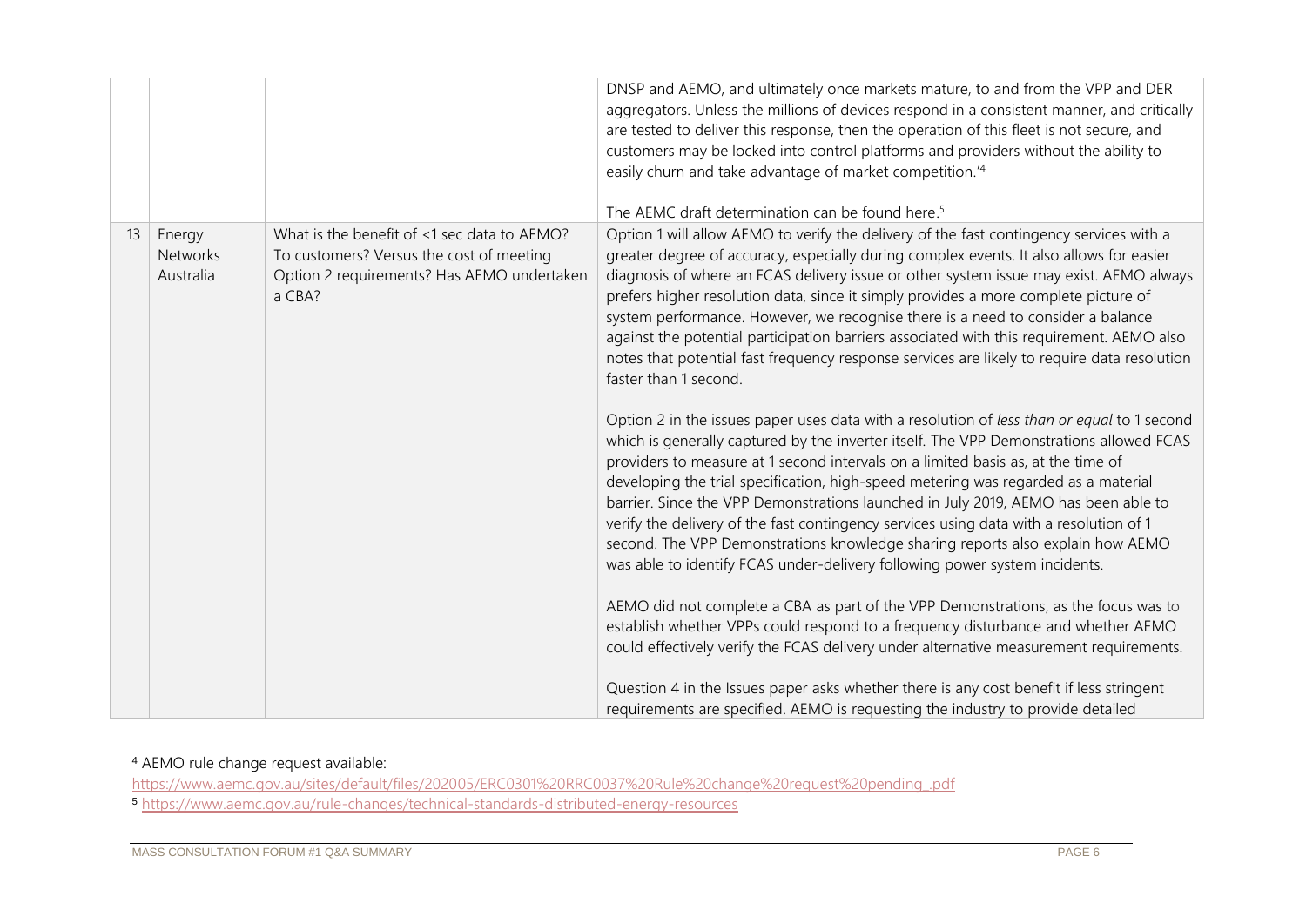| | | | |
|---|---|---|---|
| | | | DNSP and AEMO, and ultimately once markets mature, to and from the VPP and DER aggregators. Unless the millions of devices respond in a consistent manner, and critically are tested to deliver this response, then the operation of this fleet is not secure, and customers may be locked into control platforms and providers without the ability to easily churn and take advantage of market competition.'[4]<br><br>The AEMC draft determination can be found here.[5] |
| 13 | Energy Networks Australia | What is the benefit of <1 sec data to AEMO? To customers? Versus the cost of meeting Option 2 requirements? Has AEMO undertaken a CBA? | Option 1 will allow AEMO to verify the delivery of the fast contingency services with a greater degree of accuracy, especially during complex events. It also allows for easier diagnosis of where an FCAS delivery issue or other system issue may exist. AEMO always prefers higher resolution data, since it simply provides a more complete picture of system performance. However, we recognise there is a need to consider a balance against the potential participation barriers associated with this requirement. AEMO also notes that potential fast frequency response services are likely to require data resolution faster than 1 second.<br><br>Option 2 in the issues paper uses data with a resolution of *less than or equal* to 1 second which is generally captured by the inverter itself. The VPP Demonstrations allowed FCAS providers to measure at 1 second intervals on a limited basis as, at the time of developing the trial specification, high-speed metering was regarded as a material barrier. Since the VPP Demonstrations launched in July 2019, AEMO has been able to verify the delivery of the fast contingency services using data with a resolution of 1 second. The VPP Demonstrations knowledge sharing reports also explain how AEMO was able to identify FCAS under-delivery following power system incidents.<br><br>AEMO did not complete a CBA as part of the VPP Demonstrations, as the focus was to establish whether VPPs could respond to a frequency disturbance and whether AEMO could effectively verify the FCAS delivery under alternative measurement requirements.<br><br>Question 4 in the Issues paper asks whether there is any cost benefit if less stringent requirements are specified. AEMO is requesting the industry to provide detailed |

[4] AEMO rule change request available:
https://www.aemc.gov.au/sites/default/files/202005/ERC0301%20RRC0037%20Rule%20change%20request%20pending_.pdf

[5] https://www.aemc.gov.au/rule-changes/technical-standards-distributed-energy-resources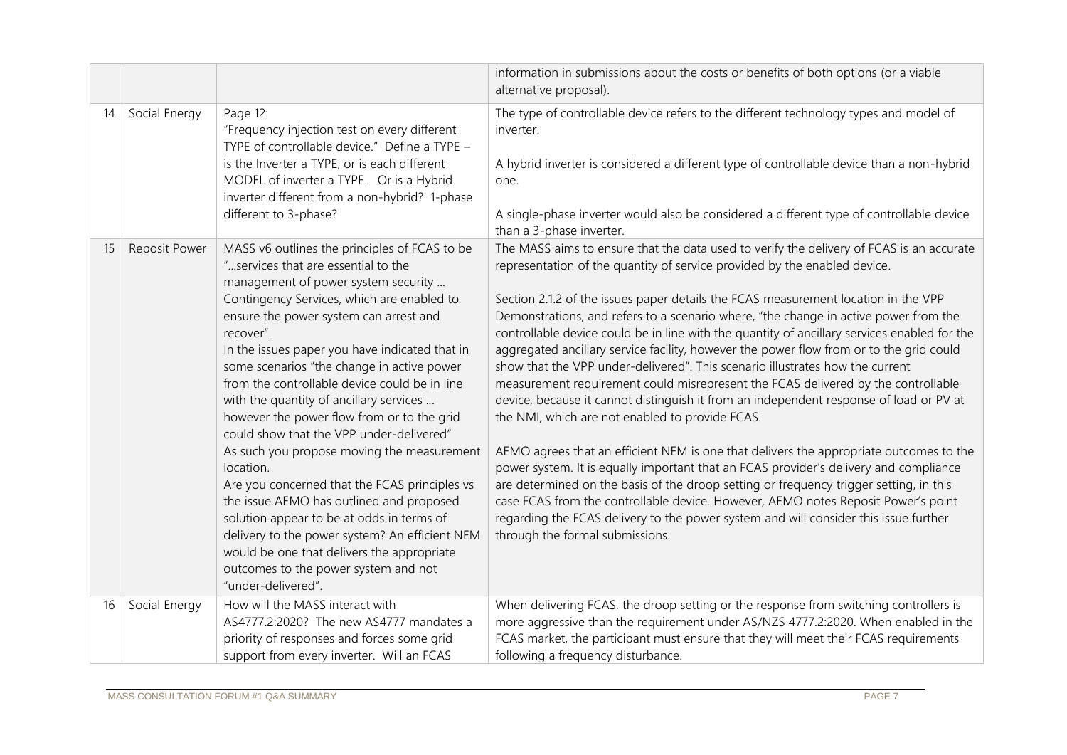| | | | |
|---|---|---|---|
| | | | information in submissions about the costs or benefits of both options (or a viable alternative proposal). |
| 14 | Social Energy | Page 12:<br>"Frequency injection test on every different TYPE of controllable device." Define a TYPE – is the Inverter a TYPE, or is each different MODEL of inverter a TYPE. Or is a Hybrid inverter different from a non-hybrid? 1-phase different to 3-phase? | The type of controllable device refers to the different technology types and model of inverter.<br><br>A hybrid inverter is considered a different type of controllable device than a non-hybrid one.<br><br>A single-phase inverter would also be considered a different type of controllable device than a 3-phase inverter. |
| 15 | Reposit Power | MASS v6 outlines the principles of FCAS to be "...services that are essential to the management of power system security ... Contingency Services, which are enabled to ensure the power system can arrest and recover".<br>In the issues paper you have indicated that in some scenarios "the change in active power from the controllable device could be in line with the quantity of ancillary services ... however the power flow from or to the grid could show that the VPP under-delivered"<br>As such you propose moving the measurement location.<br>Are you concerned that the FCAS principles vs the issue AEMO has outlined and proposed solution appear to be at odds in terms of delivery to the power system? An efficient NEM would be one that delivers the appropriate outcomes to the power system and not "under-delivered". | The MASS aims to ensure that the data used to verify the delivery of FCAS is an accurate representation of the quantity of service provided by the enabled device.<br><br>Section 2.1.2 of the issues paper details the FCAS measurement location in the VPP Demonstrations, and refers to a scenario where, "the change in active power from the controllable device could be in line with the quantity of ancillary services enabled for the aggregated ancillary service facility, however the power flow from or to the grid could show that the VPP under-delivered". This scenario illustrates how the current measurement requirement could misrepresent the FCAS delivered by the controllable device, because it cannot distinguish it from an independent response of load or PV at the NMI, which are not enabled to provide FCAS.<br><br>AEMO agrees that an efficient NEM is one that delivers the appropriate outcomes to the power system. It is equally important that an FCAS provider's delivery and compliance are determined on the basis of the droop setting or frequency trigger setting, in this case FCAS from the controllable device. However, AEMO notes Reposit Power's point regarding the FCAS delivery to the power system and will consider this issue further through the formal submissions. |
| 16 | Social Energy | How will the MASS interact with AS4777.2:2020? The new AS4777 mandates a priority of responses and forces some grid support from every inverter. Will an FCAS | When delivering FCAS, the droop setting or the response from switching controllers is more aggressive than the requirement under AS/NZS 4777.2:2020. When enabled in the FCAS market, the participant must ensure that they will meet their FCAS requirements following a frequency disturbance. |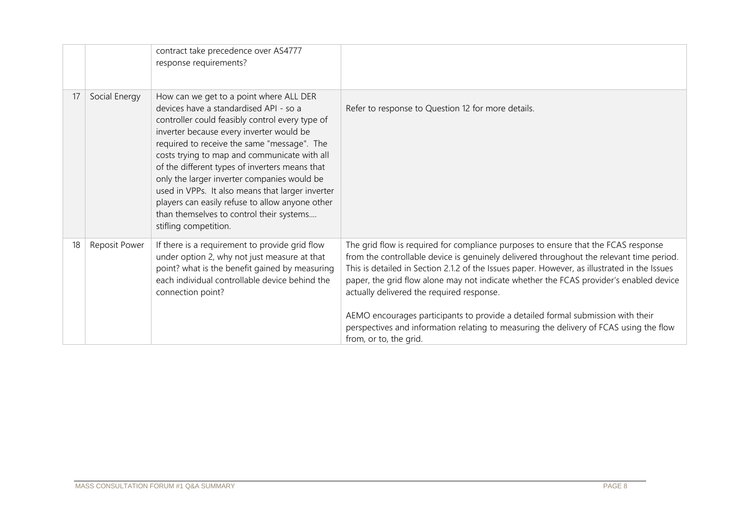| | | | |
|---|---|---|---|
| | | contract take precedence over AS4777 response requirements? | |
| 17 | Social Energy | How can we get to a point where ALL DER devices have a standardised API - so a controller could feasibly control every type of inverter because every inverter would be required to receive the same "message". The costs trying to map and communicate with all of the different types of inverters means that only the larger inverter companies would be used in VPPs. It also means that larger inverter players can easily refuse to allow anyone other than themselves to control their systems.... stifling competition. | Refer to response to Question 12 for more details. |
| 18 | Reposit Power | If there is a requirement to provide grid flow under option 2, why not just measure at that point? what is the benefit gained by measuring each individual controllable device behind the connection point? | The grid flow is required for compliance purposes to ensure that the FCAS response from the controllable device is genuinely delivered throughout the relevant time period. This is detailed in Section 2.1.2 of the Issues paper. However, as illustrated in the Issues paper, the grid flow alone may not indicate whether the FCAS provider's enabled device actually delivered the required response.<br><br>AEMO encourages participants to provide a detailed formal submission with their perspectives and information relating to measuring the delivery of FCAS using the flow from, or to, the grid. |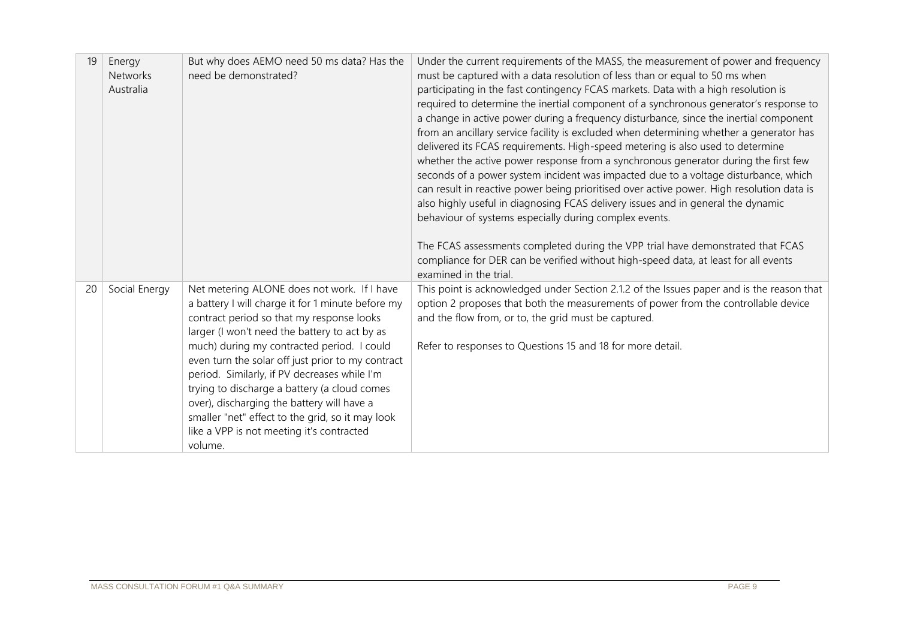| | | | |
|---|---|---|---|
| 19 | Energy Networks Australia | But why does AEMO need 50 ms data? Has the need be demonstrated? | Under the current requirements of the MASS, the measurement of power and frequency must be captured with a data resolution of less than or equal to 50 ms when participating in the fast contingency FCAS markets. Data with a high resolution is required to determine the inertial component of a synchronous generator's response to a change in active power during a frequency disturbance, since the inertial component from an ancillary service facility is excluded when determining whether a generator has delivered its FCAS requirements. High-speed metering is also used to determine whether the active power response from a synchronous generator during the first few seconds of a power system incident was impacted due to a voltage disturbance, which can result in reactive power being prioritised over active power. High resolution data is also highly useful in diagnosing FCAS delivery issues and in general the dynamic behaviour of systems especially during complex events.<br><br>The FCAS assessments completed during the VPP trial have demonstrated that FCAS compliance for DER can be verified without high-speed data, at least for all events examined in the trial. |
| 20 | Social Energy | Net metering ALONE does not work. If I have a battery I will charge it for 1 minute before my contract period so that my response looks larger (I won't need the battery to act by as much) during my contracted period. I could even turn the solar off just prior to my contract period. Similarly, if PV decreases while I'm trying to discharge a battery (a cloud comes over), discharging the battery will have a smaller "net" effect to the grid, so it may look like a VPP is not meeting it's contracted volume. | This point is acknowledged under Section 2.1.2 of the Issues paper and is the reason that option 2 proposes that both the measurements of power from the controllable device and the flow from, or to, the grid must be captured.<br><br>Refer to responses to Questions 15 and 18 for more detail. |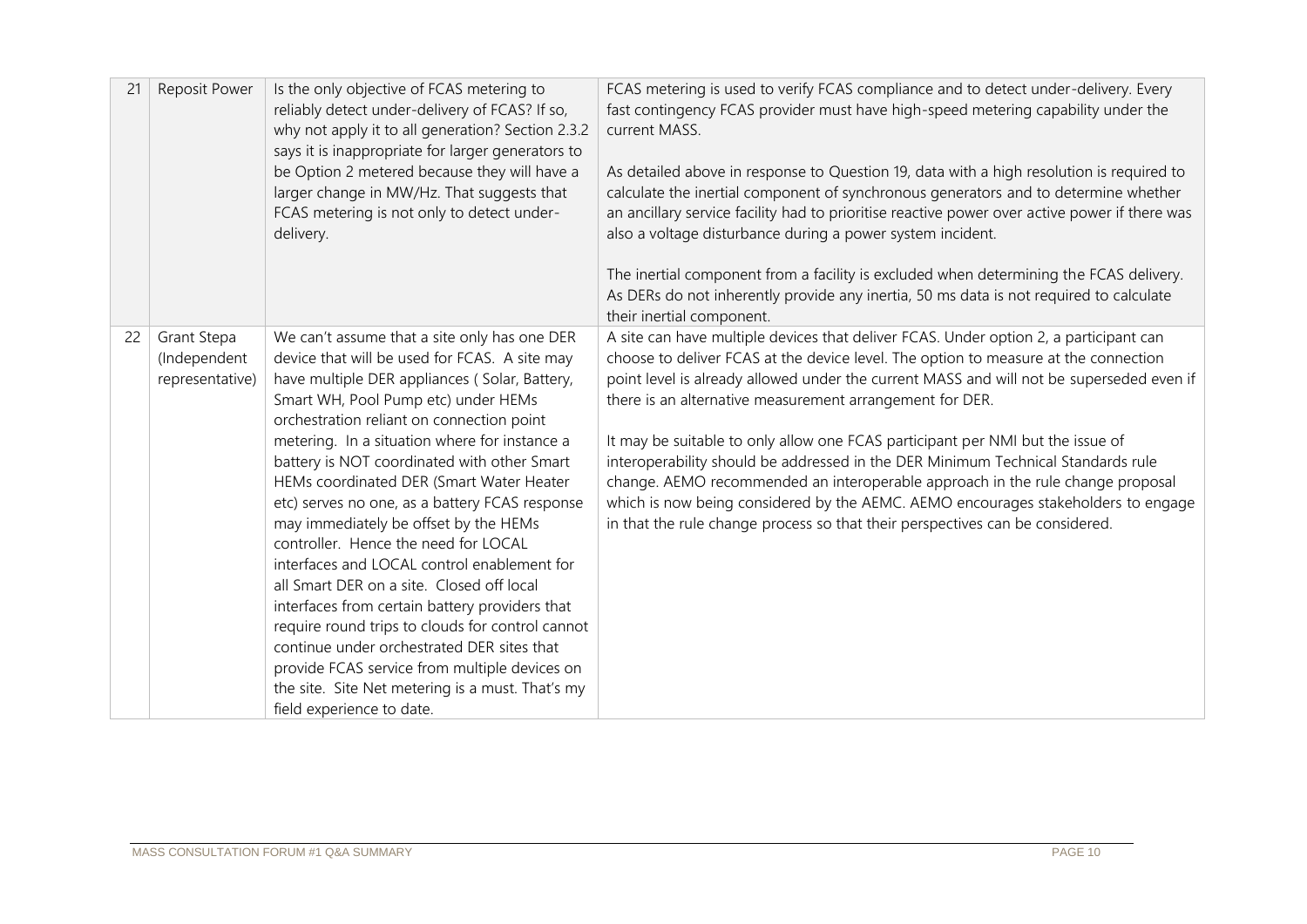| 21 | Reposit Power | Is the only objective of FCAS metering to reliably detect under-delivery of FCAS? If so, why not apply it to all generation? Section 2.3.2 says it is inappropriate for larger generators to be Option 2 metered because they will have a larger change in MW/Hz. That suggests that FCAS metering is not only to detect under-delivery. | FCAS metering is used to verify FCAS compliance and to detect under-delivery. Every fast contingency FCAS provider must have high-speed metering capability under the current MASS.<br><br>As detailed above in response to Question 19, data with a high resolution is required to calculate the inertial component of synchronous generators and to determine whether an ancillary service facility had to prioritise reactive power over active power if there was also a voltage disturbance during a power system incident.<br><br>The inertial component from a facility is excluded when determining the FCAS delivery. As DERs do not inherently provide any inertia, 50 ms data is not required to calculate their inertial component. |
|---|---|---|---|
| 22 | Grant Stepa (Independent representative) | We can't assume that a site only has one DER device that will be used for FCAS. A site may have multiple DER appliances ( Solar, Battery, Smart WH, Pool Pump etc) under HEMs orchestration reliant on connection point metering. In a situation where for instance a battery is NOT coordinated with other Smart HEMs coordinated DER (Smart Water Heater etc) serves no one, as a battery FCAS response may immediately be offset by the HEMs controller. Hence the need for LOCAL interfaces and LOCAL control enablement for all Smart DER on a site. Closed off local interfaces from certain battery providers that require round trips to clouds for control cannot continue under orchestrated DER sites that provide FCAS service from multiple devices on the site. Site Net metering is a must. That's my field experience to date. | A site can have multiple devices that deliver FCAS. Under option 2, a participant can choose to deliver FCAS at the device level. The option to measure at the connection point level is already allowed under the current MASS and will not be superseded even if there is an alternative measurement arrangement for DER.<br><br>It may be suitable to only allow one FCAS participant per NMI but the issue of interoperability should be addressed in the DER Minimum Technical Standards rule change. AEMO recommended an interoperable approach in the rule change proposal which is now being considered by the AEMC. AEMO encourages stakeholders to engage in that the rule change process so that their perspectives can be considered. |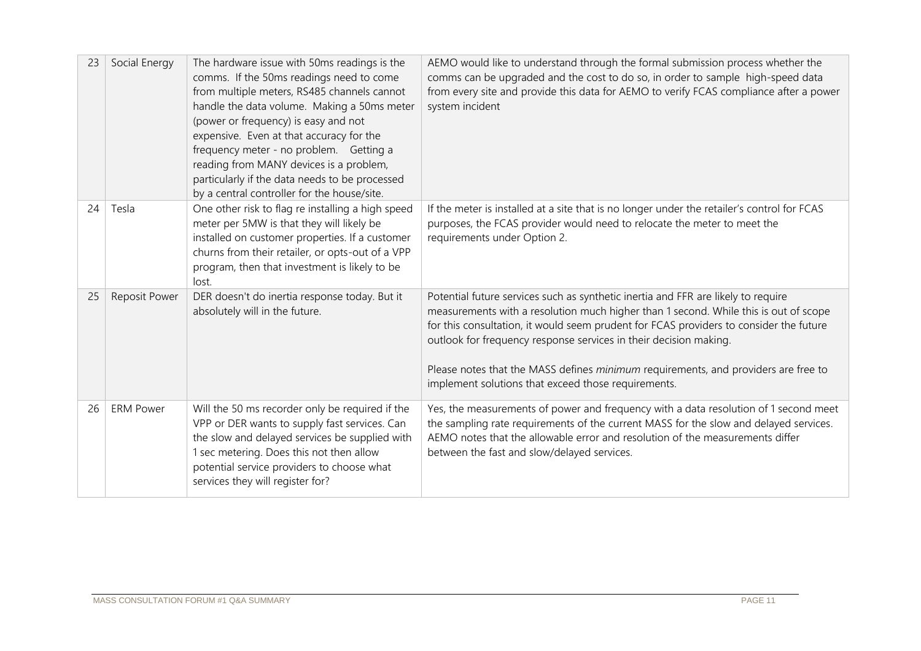| 23 | Social Energy | The hardware issue with 50ms readings is the comms. If the 50ms readings need to come from multiple meters, RS485 channels cannot handle the data volume. Making a 50ms meter (power or frequency) is easy and not expensive. Even at that accuracy for the frequency meter - no problem. Getting a reading from MANY devices is a problem, particularly if the data needs to be processed by a central controller for the house/site. | AEMO would like to understand through the formal submission process whether the comms can be upgraded and the cost to do so, in order to sample high-speed data from every site and provide this data for AEMO to verify FCAS compliance after a power system incident |
|---|---|---|---|
| 24 | Tesla | One other risk to flag re installing a high speed meter per 5MW is that they will likely be installed on customer properties. If a customer churns from their retailer, or opts-out of a VPP program, then that investment is likely to be lost. | If the meter is installed at a site that is no longer under the retailer's control for FCAS purposes, the FCAS provider would need to relocate the meter to meet the requirements under Option 2. |
| 25 | Reposit Power | DER doesn't do inertia response today. But it absolutely will in the future. | Potential future services such as synthetic inertia and FFR are likely to require measurements with a resolution much higher than 1 second. While this is out of scope for this consultation, it would seem prudent for FCAS providers to consider the future outlook for frequency response services in their decision making.<br><br>Please notes that the MASS defines *minimum* requirements, and providers are free to implement solutions that exceed those requirements. |
| 26 | ERM Power | Will the 50 ms recorder only be required if the VPP or DER wants to supply fast services. Can the slow and delayed services be supplied with 1 sec metering. Does this not then allow potential service providers to choose what services they will register for? | Yes, the measurements of power and frequency with a data resolution of 1 second meet the sampling rate requirements of the current MASS for the slow and delayed services. AEMO notes that the allowable error and resolution of the measurements differ between the fast and slow/delayed services. |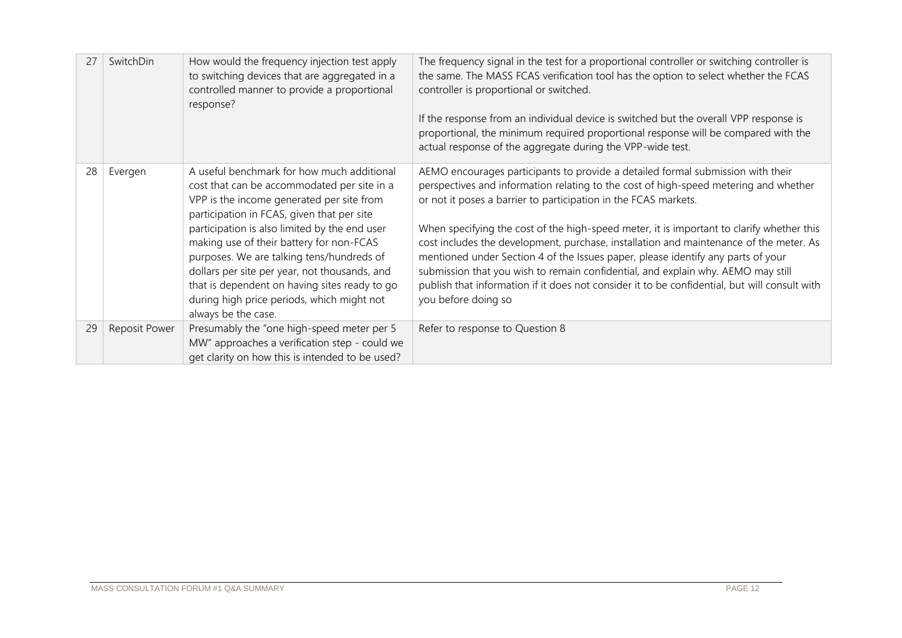| | | | |
|---|---|---|---|
| 27 | SwitchDin | How would the frequency injection test apply to switching devices that are aggregated in a controlled manner to provide a proportional response? | The frequency signal in the test for a proportional controller or switching controller is the same. The MASS FCAS verification tool has the option to select whether the FCAS controller is proportional or switched.<br><br>If the response from an individual device is switched but the overall VPP response is proportional, the minimum required proportional response will be compared with the actual response of the aggregate during the VPP-wide test. |
| 28 | Evergen | A useful benchmark for how much additional cost that can be accommodated per site in a VPP is the income generated per site from participation in FCAS, given that per site participation is also limited by the end user making use of their battery for non-FCAS purposes. We are talking tens/hundreds of dollars per site per year, not thousands, and that is dependent on having sites ready to go during high price periods, which might not always be the case. | AEMO encourages participants to provide a detailed formal submission with their perspectives and information relating to the cost of high-speed metering and whether or not it poses a barrier to participation in the FCAS markets.<br><br>When specifying the cost of the high-speed meter, it is important to clarify whether this cost includes the development, purchase, installation and maintenance of the meter. As mentioned under Section 4 of the Issues paper, please identify any parts of your submission that you wish to remain confidential, and explain why. AEMO may still publish that information if it does not consider it to be confidential, but will consult with you before doing so |
| 29 | Reposit Power | Presumably the "one high-speed meter per 5 MW" approaches a verification step - could we get clarity on how this is intended to be used? | Refer to response to Question 8 |